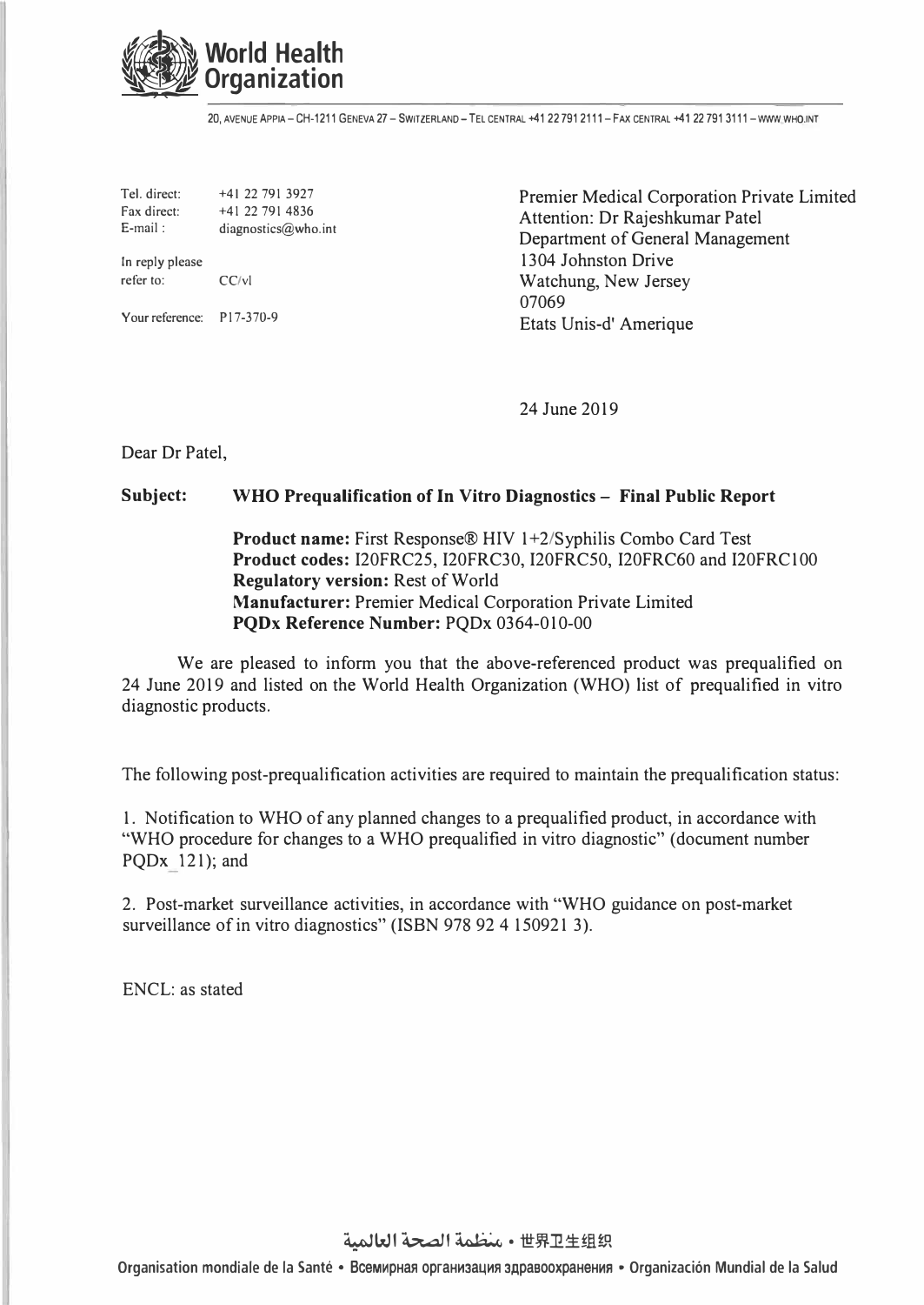**World Health Organization**

20, AVENUE APPIA – CH-1211 GENEVA 27 – SWITZERLAND – TEL CENTRAL +41 22 791 2111 – FAX CENTRAL +41 22 791 3111 – WWW.WHO.INT

Tel. direct: +41 22 791 3927
Fax direct: +41 22 791 4836
E-mail: diagnostics@who.int

In reply please refer to: CC/vl

Your reference: P17-370-9

Premier Medical Corporation Private Limited
Attention: Dr Rajeshkumar Patel
Department of General Management
1304 Johnston Drive
Watchung, New Jersey
07069
Etats Unis-d' Amerique

24 June 2019

Dear Dr Patel,

**Subject: WHO Prequalification of In Vitro Diagnostics – Final Public Report**

**Product name:** First Response® HIV 1+2/Syphilis Combo Card Test
**Product codes:** I20FRC25, I20FRC30, I20FRC50, I20FRC60 and I20FRC100
**Regulatory version:** Rest of World
**Manufacturer:** Premier Medical Corporation Private Limited
**PQDx Reference Number:** PQDx 0364-010-00

We are pleased to inform you that the above-referenced product was prequalified on 24 June 2019 and listed on the World Health Organization (WHO) list of prequalified in vitro diagnostic products.

The following post-prequalification activities are required to maintain the prequalification status:

1. Notification to WHO of any planned changes to a prequalified product, in accordance with "WHO procedure for changes to a WHO prequalified in vitro diagnostic" (document number PQDx_121); and

2. Post-market surveillance activities, in accordance with "WHO guidance on post-market surveillance of in vitro diagnostics" (ISBN 978 92 4 150921 3).

ENCL: as stated

منظمة الصحة العالمية • 世界卫生组织

Organisation mondiale de la Santé • Всемирная организация здравоохранения • Organización Mundial de la Salud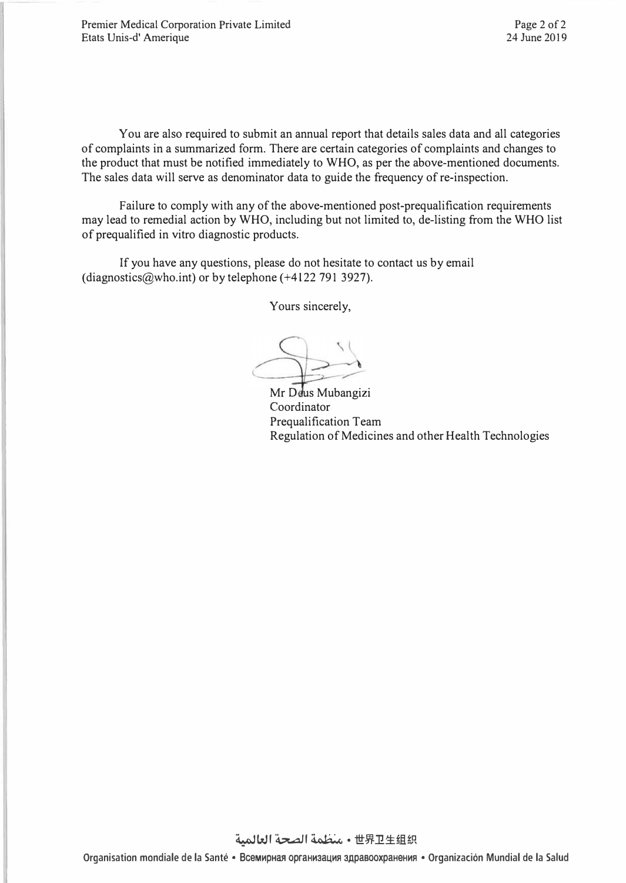You are also required to submit an annual report that details sales data and all categories of complaints in a summarized form. There are certain categories of complaints and changes to the product that must be notified immediately to WHO, as per the above-mentioned documents. The sales data will serve as denominator data to guide the frequency of re-inspection.

Failure to comply with any of the above-mentioned post-prequalification requirements may lead to remedial action by WHO, including but not limited to, de-listing from the WHO list of prequalified in vitro diagnostic products.

If you have any questions, please do not hesitate to contact us by email (diagnostics@who.int) or by telephone (+4122 791 3927).

Yours sincerely,

Mr Deus Mubangizi
Coordinator
Prequalification Team
Regulation of Medicines and other Health Technologies